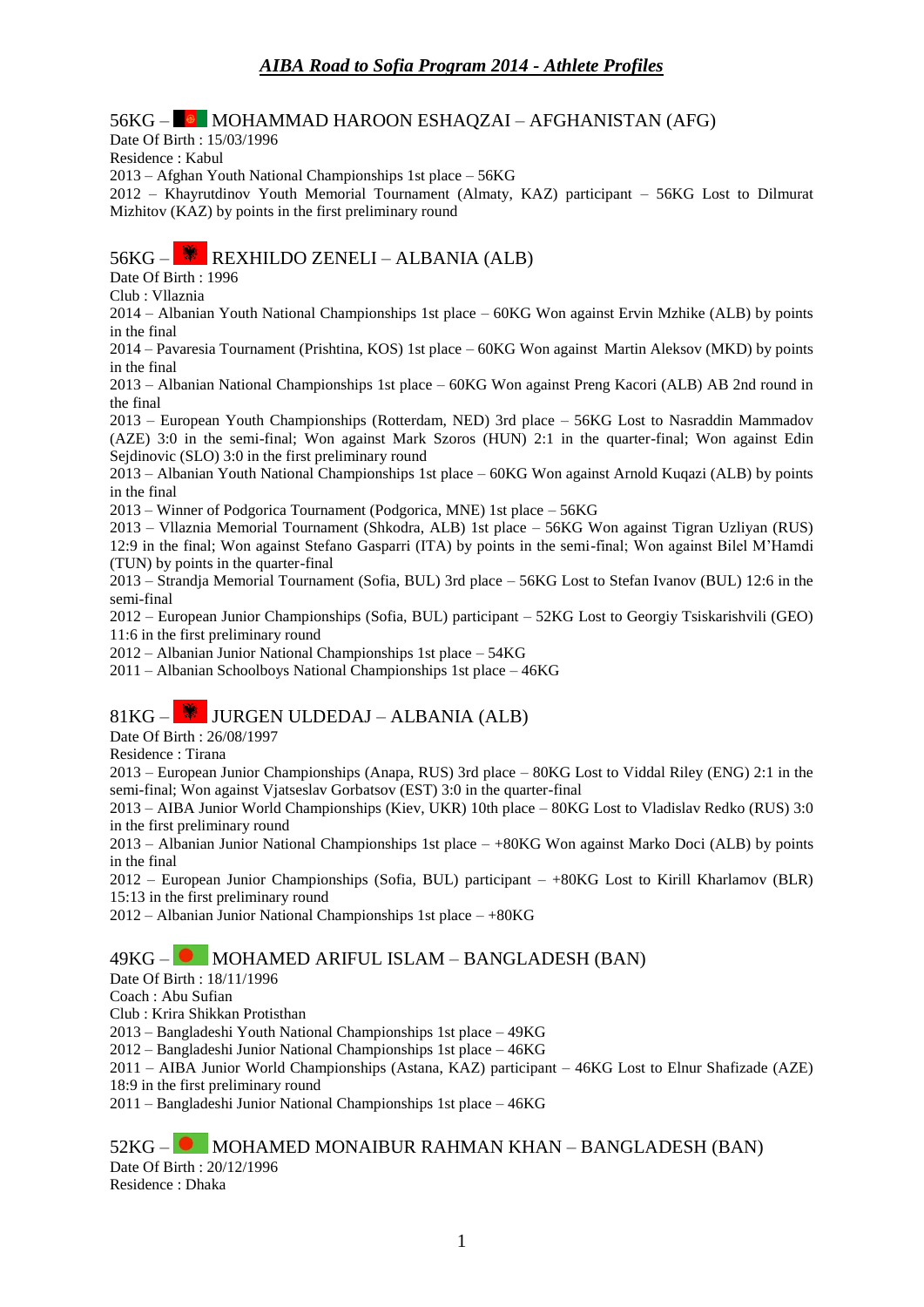# *AIBA Road to Sofia Program 2014 - Athlete Profiles*

## 56KG – MOHAMMAD HAROON ESHAQZAI – AFGHANISTAN (AFG)

Date Of Birth : 15/03/1996
Residence : Kabul
2013 – Afghan Youth National Championships 1st place – 56KG
2012 – Khayrutdinov Youth Memorial Tournament (Almaty, KAZ) participant – 56KG Lost to Dilmurat Mizhitov (KAZ) by points in the first preliminary round

## 56KG – REXHILDO ZENELI – ALBANIA (ALB)

Date Of Birth : 1996
Club : Vllaznia
2014 – Albanian Youth National Championships 1st place – 60KG Won against Ervin Mzhike (ALB) by points in the final
2014 – Pavaresia Tournament (Prishtina, KOS) 1st place – 60KG Won against Martin Aleksov (MKD) by points in the final
2013 – Albanian National Championships 1st place – 60KG Won against Preng Kacori (ALB) AB 2nd round in the final
2013 – European Youth Championships (Rotterdam, NED) 3rd place – 56KG Lost to Nasraddin Mammadov (AZE) 3:0 in the semi-final; Won against Mark Szoros (HUN) 2:1 in the quarter-final; Won against Edin Sejdinovic (SLO) 3:0 in the first preliminary round
2013 – Albanian Youth National Championships 1st place – 60KG Won against Arnold Kuqazi (ALB) by points in the final
2013 – Winner of Podgorica Tournament (Podgorica, MNE) 1st place – 56KG
2013 – Vllaznia Memorial Tournament (Shkodra, ALB) 1st place – 56KG Won against Tigran Uzliyan (RUS) 12:9 in the final; Won against Stefano Gasparri (ITA) by points in the semi-final; Won against Bilel M'Hamdi (TUN) by points in the quarter-final
2013 – Strandja Memorial Tournament (Sofia, BUL) 3rd place – 56KG Lost to Stefan Ivanov (BUL) 12:6 in the semi-final
2012 – European Junior Championships (Sofia, BUL) participant – 52KG Lost to Georgiy Tsiskarishvili (GEO) 11:6 in the first preliminary round
2012 – Albanian Junior National Championships 1st place – 54KG
2011 – Albanian Schoolboys National Championships 1st place – 46KG

## 81KG – JURGEN ULDEDAJ – ALBANIA (ALB)

Date Of Birth : 26/08/1997
Residence : Tirana
2013 – European Junior Championships (Anapa, RUS) 3rd place – 80KG Lost to Viddal Riley (ENG) 2:1 in the semi-final; Won against Vjatseslav Gorbatsov (EST) 3:0 in the quarter-final
2013 – AIBA Junior World Championships (Kiev, UKR) 10th place – 80KG Lost to Vladislav Redko (RUS) 3:0 in the first preliminary round
2013 – Albanian Junior National Championships 1st place – +80KG Won against Marko Doci (ALB) by points in the final
2012 – European Junior Championships (Sofia, BUL) participant – +80KG Lost to Kirill Kharlamov (BLR) 15:13 in the first preliminary round
2012 – Albanian Junior National Championships 1st place – +80KG

## 49KG – MOHAMED ARIFUL ISLAM – BANGLADESH (BAN)

Date Of Birth : 18/11/1996
Coach : Abu Sufian
Club : Krira Shikkan Protisthan
2013 – Bangladeshi Youth National Championships 1st place – 49KG
2012 – Bangladeshi Junior National Championships 1st place – 46KG
2011 – AIBA Junior World Championships (Astana, KAZ) participant – 46KG Lost to Elnur Shafizade (AZE) 18:9 in the first preliminary round
2011 – Bangladeshi Junior National Championships 1st place – 46KG

## 52KG – MOHAMED MONAIBUR RAHMAN KHAN – BANGLADESH (BAN)

Date Of Birth : 20/12/1996
Residence : Dhaka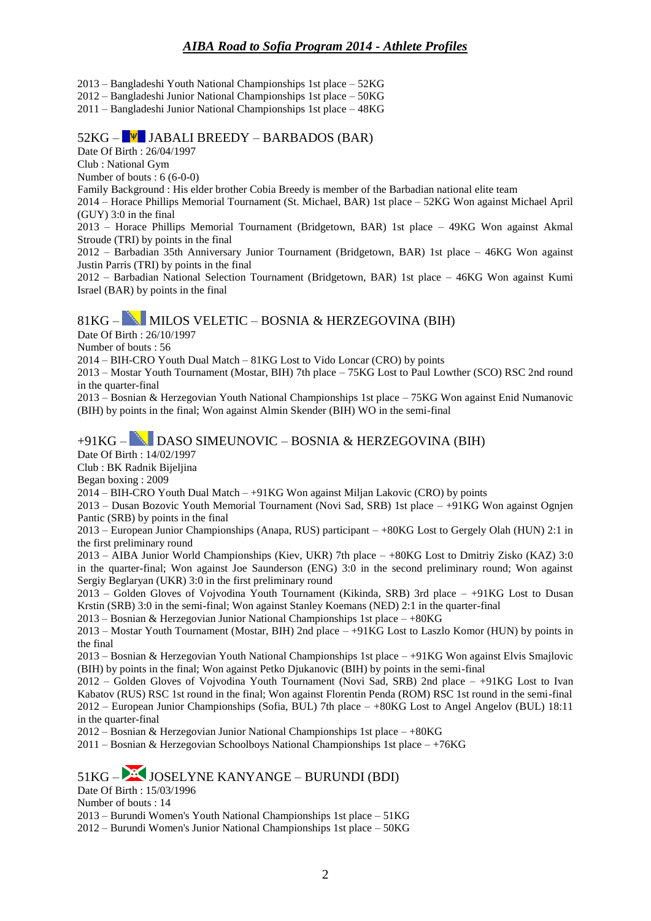2013 – Bangladeshi Youth National Championships 1st place – 52KG
2012 – Bangladeshi Junior National Championships 1st place – 50KG
2011 – Bangladeshi Junior National Championships 1st place – 48KG

## 52KG – JABALI BREEDY – BARBADOS (BAR)

Date Of Birth : 26/04/1997
Club : National Gym
Number of bouts : 6 (6-0-0)
Family Background : His elder brother Cobia Breedy is member of the Barbadian national elite team
2014 – Horace Phillips Memorial Tournament (St. Michael, BAR) 1st place – 52KG Won against Michael April (GUY) 3:0 in the final
2013 – Horace Phillips Memorial Tournament (Bridgetown, BAR) 1st place – 49KG Won against Akmal Stroude (TRI) by points in the final
2012 – Barbadian 35th Anniversary Junior Tournament (Bridgetown, BAR) 1st place – 46KG Won against Justin Parris (TRI) by points in the final
2012 – Barbadian National Selection Tournament (Bridgetown, BAR) 1st place – 46KG Won against Kumi Israel (BAR) by points in the final

## 81KG – MILOS VELETIC – BOSNIA & HERZEGOVINA (BIH)

Date Of Birth : 26/10/1997
Number of bouts : 56
2014 – BIH-CRO Youth Dual Match – 81KG Lost to Vido Loncar (CRO) by points
2013 – Mostar Youth Tournament (Mostar, BIH) 7th place – 75KG Lost to Paul Lowther (SCO) RSC 2nd round in the quarter-final
2013 – Bosnian & Herzegovian Youth National Championships 1st place – 75KG Won against Enid Numanovic (BIH) by points in the final; Won against Almin Skender (BIH) WO in the semi-final

## +91KG – DASO SIMEUNOVIC – BOSNIA & HERZEGOVINA (BIH)

Date Of Birth : 14/02/1997
Club : BK Radnik Bijeljina
Began boxing : 2009
2014 – BIH-CRO Youth Dual Match – +91KG Won against Miljan Lakovic (CRO) by points
2013 – Dusan Bozovic Youth Memorial Tournament (Novi Sad, SRB) 1st place – +91KG Won against Ognjen Pantic (SRB) by points in the final
2013 – European Junior Championships (Anapa, RUS) participant – +80KG Lost to Gergely Olah (HUN) 2:1 in the first preliminary round
2013 – AIBA Junior World Championships (Kiev, UKR) 7th place – +80KG Lost to Dmitriy Zisko (KAZ) 3:0 in the quarter-final; Won against Joe Saunderson (ENG) 3:0 in the second preliminary round; Won against Sergiy Beglaryan (UKR) 3:0 in the first preliminary round
2013 – Golden Gloves of Vojvodina Youth Tournament (Kikinda, SRB) 3rd place – +91KG Lost to Dusan Krstin (SRB) 3:0 in the semi-final; Won against Stanley Koemans (NED) 2:1 in the quarter-final
2013 – Bosnian & Herzegovian Junior National Championships 1st place – +80KG
2013 – Mostar Youth Tournament (Mostar, BIH) 2nd place – +91KG Lost to Laszlo Komor (HUN) by points in the final
2013 – Bosnian & Herzegovian Youth National Championships 1st place – +91KG Won against Elvis Smajlovic (BIH) by points in the final; Won against Petko Djukanovic (BIH) by points in the semi-final
2012 – Golden Gloves of Vojvodina Youth Tournament (Novi Sad, SRB) 2nd place – +91KG Lost to Ivan Kabatov (RUS) RSC 1st round in the final; Won against Florentin Penda (ROM) RSC 1st round in the semi-final
2012 – European Junior Championships (Sofia, BUL) 7th place – +80KG Lost to Angel Angelov (BUL) 18:11 in the quarter-final
2012 – Bosnian & Herzegovian Junior National Championships 1st place – +80KG
2011 – Bosnian & Herzegovian Schoolboys National Championships 1st place – +76KG

## 51KG – JOSELYNE KANYANGE – BURUNDI (BDI)

Date Of Birth : 15/03/1996
Number of bouts : 14
2013 – Burundi Women's Youth National Championships 1st place – 51KG
2012 – Burundi Women's Junior National Championships 1st place – 50KG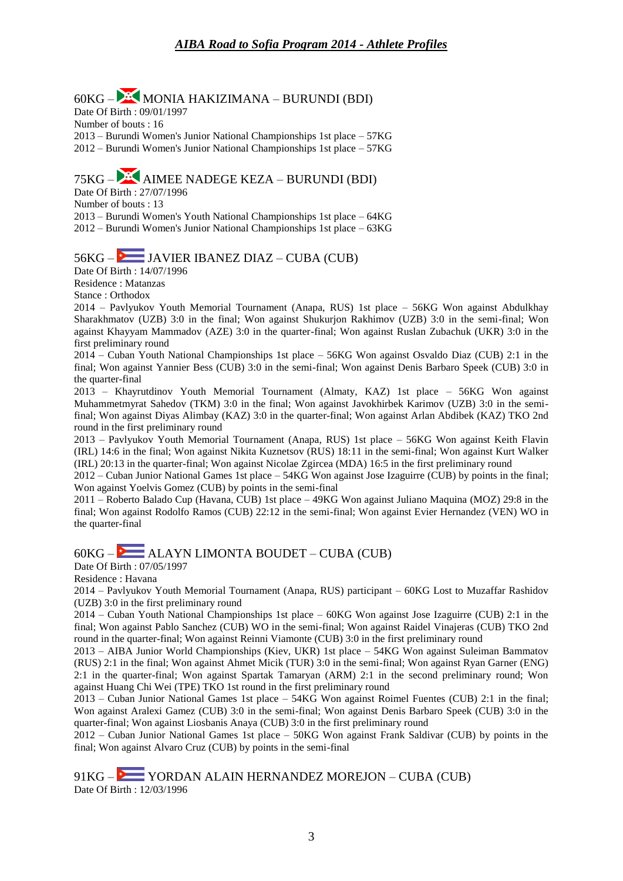## 60KG – MONIA HAKIZIMANA – BURUNDI (BDI)

Date Of Birth : 09/01/1997
Number of bouts : 16
2013 – Burundi Women's Junior National Championships 1st place – 57KG
2012 – Burundi Women's Junior National Championships 1st place – 57KG

## 75KG – AIMEE NADEGE KEZA – BURUNDI (BDI)

Date Of Birth : 27/07/1996
Number of bouts : 13
2013 – Burundi Women's Youth National Championships 1st place – 64KG
2012 – Burundi Women's Junior National Championships 1st place – 63KG

## 56KG – JAVIER IBANEZ DIAZ – CUBA (CUB)

Date Of Birth : 14/07/1996
Residence : Matanzas
Stance : Orthodox
2014 – Pavlyukov Youth Memorial Tournament (Anapa, RUS) 1st place – 56KG Won against Abdulkhay Sharakhmatov (UZB) 3:0 in the final; Won against Shukurjon Rakhimov (UZB) 3:0 in the semi-final; Won against Khayyam Mammadov (AZE) 3:0 in the quarter-final; Won against Ruslan Zubachuk (UKR) 3:0 in the first preliminary round
2014 – Cuban Youth National Championships 1st place – 56KG Won against Osvaldo Diaz (CUB) 2:1 in the final; Won against Yannier Bess (CUB) 3:0 in the semi-final; Won against Denis Barbaro Speek (CUB) 3:0 in the quarter-final
2013 – Khayrutdinov Youth Memorial Tournament (Almaty, KAZ) 1st place – 56KG Won against Muhammetmyrat Sahedov (TKM) 3:0 in the final; Won against Javokhirbek Karimov (UZB) 3:0 in the semi-final; Won against Diyas Alimbay (KAZ) 3:0 in the quarter-final; Won against Arlan Abdibek (KAZ) TKO 2nd round in the first preliminary round
2013 – Pavlyukov Youth Memorial Tournament (Anapa, RUS) 1st place – 56KG Won against Keith Flavin (IRL) 14:6 in the final; Won against Nikita Kuznetsov (RUS) 18:11 in the semi-final; Won against Kurt Walker (IRL) 20:13 in the quarter-final; Won against Nicolae Zgircea (MDA) 16:5 in the first preliminary round
2012 – Cuban Junior National Games 1st place – 54KG Won against Jose Izaguirre (CUB) by points in the final; Won against Yoelvis Gomez (CUB) by points in the semi-final
2011 – Roberto Balado Cup (Havana, CUB) 1st place – 49KG Won against Juliano Maquina (MOZ) 29:8 in the final; Won against Rodolfo Ramos (CUB) 22:12 in the semi-final; Won against Evier Hernandez (VEN) WO in the quarter-final

## 60KG – ALAYN LIMONTA BOUDET – CUBA (CUB)

Date Of Birth : 07/05/1997
Residence : Havana
2014 – Pavlyukov Youth Memorial Tournament (Anapa, RUS) participant – 60KG Lost to Muzaffar Rashidov (UZB) 3:0 in the first preliminary round
2014 – Cuban Youth National Championships 1st place – 60KG Won against Jose Izaguirre (CUB) 2:1 in the final; Won against Pablo Sanchez (CUB) WO in the semi-final; Won against Raidel Vinajeras (CUB) TKO 2nd round in the quarter-final; Won against Reinni Viamonte (CUB) 3:0 in the first preliminary round
2013 – AIBA Junior World Championships (Kiev, UKR) 1st place – 54KG Won against Suleiman Bammatov (RUS) 2:1 in the final; Won against Ahmet Micik (TUR) 3:0 in the semi-final; Won against Ryan Garner (ENG) 2:1 in the quarter-final; Won against Spartak Tamaryan (ARM) 2:1 in the second preliminary round; Won against Huang Chi Wei (TPE) TKO 1st round in the first preliminary round
2013 – Cuban Junior National Games 1st place – 54KG Won against Roimel Fuentes (CUB) 2:1 in the final; Won against Aralexi Gamez (CUB) 3:0 in the semi-final; Won against Denis Barbaro Speek (CUB) 3:0 in the quarter-final; Won against Liosbanis Anaya (CUB) 3:0 in the first preliminary round
2012 – Cuban Junior National Games 1st place – 50KG Won against Frank Saldivar (CUB) by points in the final; Won against Alvaro Cruz (CUB) by points in the semi-final

## 91KG – YORDAN ALAIN HERNANDEZ MOREJON – CUBA (CUB)

Date Of Birth : 12/03/1996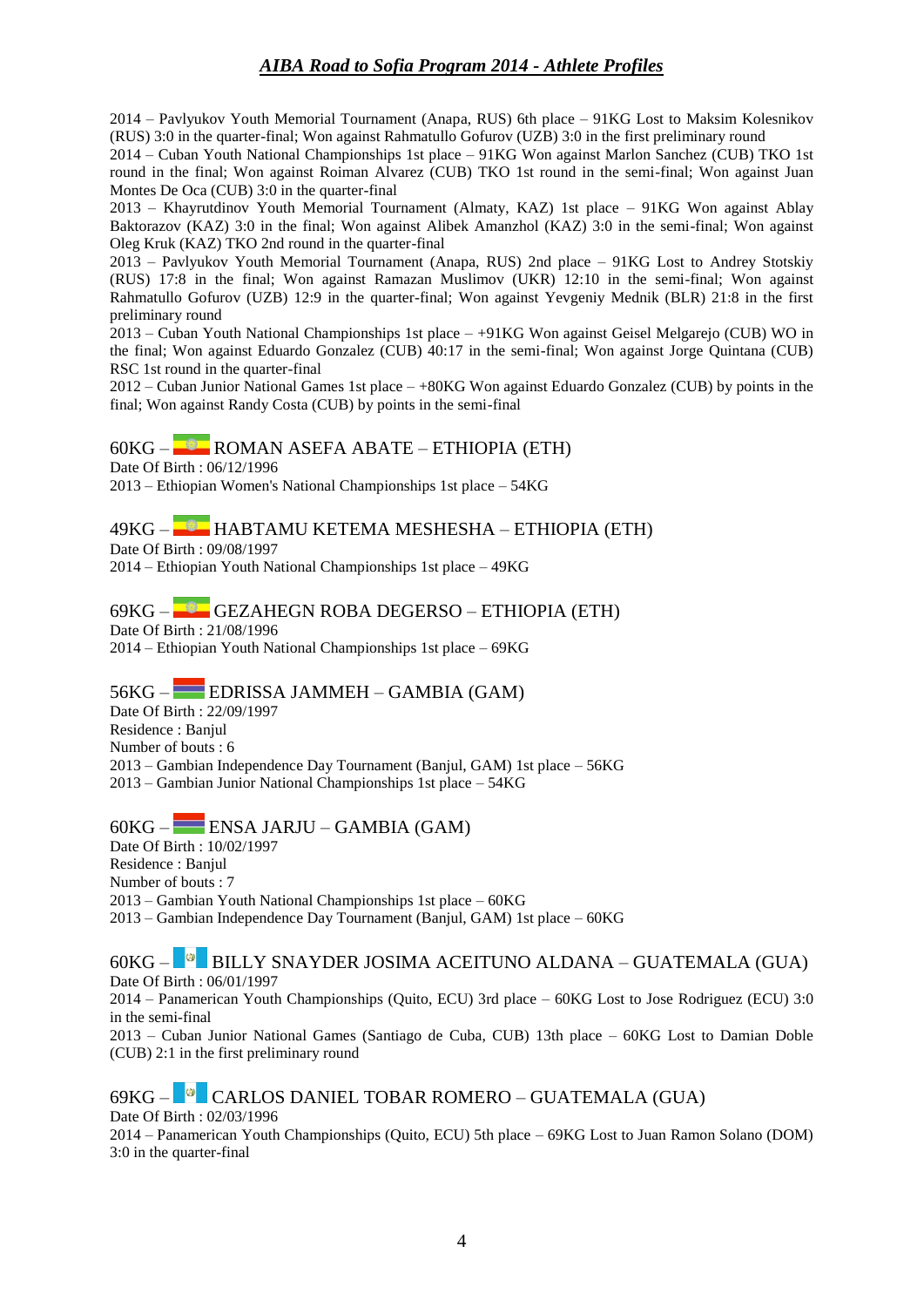2014 – Pavlyukov Youth Memorial Tournament (Anapa, RUS) 6th place – 91KG Lost to Maksim Kolesnikov (RUS) 3:0 in the quarter-final; Won against Rahmatullo Gofurov (UZB) 3:0 in the first preliminary round
2014 – Cuban Youth National Championships 1st place – 91KG Won against Marlon Sanchez (CUB) TKO 1st round in the final; Won against Roiman Alvarez (CUB) TKO 1st round in the semi-final; Won against Juan Montes De Oca (CUB) 3:0 in the quarter-final
2013 – Khayrutdinov Youth Memorial Tournament (Almaty, KAZ) 1st place – 91KG Won against Ablay Baktorazov (KAZ) 3:0 in the final; Won against Alibek Amanzhol (KAZ) 3:0 in the semi-final; Won against Oleg Kruk (KAZ) TKO 2nd round in the quarter-final
2013 – Pavlyukov Youth Memorial Tournament (Anapa, RUS) 2nd place – 91KG Lost to Andrey Stotskiy (RUS) 17:8 in the final; Won against Ramazan Muslimov (UKR) 12:10 in the semi-final; Won against Rahmatullo Gofurov (UZB) 12:9 in the quarter-final; Won against Yevgeniy Mednik (BLR) 21:8 in the first preliminary round
2013 – Cuban Youth National Championships 1st place – +91KG Won against Geisel Melgarejo (CUB) WO in the final; Won against Eduardo Gonzalez (CUB) 40:17 in the semi-final; Won against Jorge Quintana (CUB) RSC 1st round in the quarter-final
2012 – Cuban Junior National Games 1st place – +80KG Won against Eduardo Gonzalez (CUB) by points in the final; Won against Randy Costa (CUB) by points in the semi-final

## 60KG – ROMAN ASEFA ABATE – ETHIOPIA (ETH)

Date Of Birth : 06/12/1996
2013 – Ethiopian Women's National Championships 1st place – 54KG

## 49KG – HABTAMU KETEMA MESHESHA – ETHIOPIA (ETH)

Date Of Birth : 09/08/1997
2014 – Ethiopian Youth National Championships 1st place – 49KG

## 69KG – GEZAHEGN ROBA DEGERSO – ETHIOPIA (ETH)

Date Of Birth : 21/08/1996
2014 – Ethiopian Youth National Championships 1st place – 69KG

## 56KG – EDRISSA JAMMEH – GAMBIA (GAM)

Date Of Birth : 22/09/1997
Residence : Banjul
Number of bouts : 6
2013 – Gambian Independence Day Tournament (Banjul, GAM) 1st place – 56KG
2013 – Gambian Junior National Championships 1st place – 54KG

## 60KG – ENSA JARJU – GAMBIA (GAM)

Date Of Birth : 10/02/1997
Residence : Banjul
Number of bouts : 7
2013 – Gambian Youth National Championships 1st place – 60KG
2013 – Gambian Independence Day Tournament (Banjul, GAM) 1st place – 60KG

## 60KG – BILLY SNAYDER JOSIMA ACEITUNO ALDANA – GUATEMALA (GUA)

Date Of Birth : 06/01/1997
2014 – Panamerican Youth Championships (Quito, ECU) 3rd place – 60KG Lost to Jose Rodriguez (ECU) 3:0 in the semi-final
2013 – Cuban Junior National Games (Santiago de Cuba, CUB) 13th place – 60KG Lost to Damian Doble (CUB) 2:1 in the first preliminary round

## 69KG – CARLOS DANIEL TOBAR ROMERO – GUATEMALA (GUA)

Date Of Birth : 02/03/1996
2014 – Panamerican Youth Championships (Quito, ECU) 5th place – 69KG Lost to Juan Ramon Solano (DOM) 3:0 in the quarter-final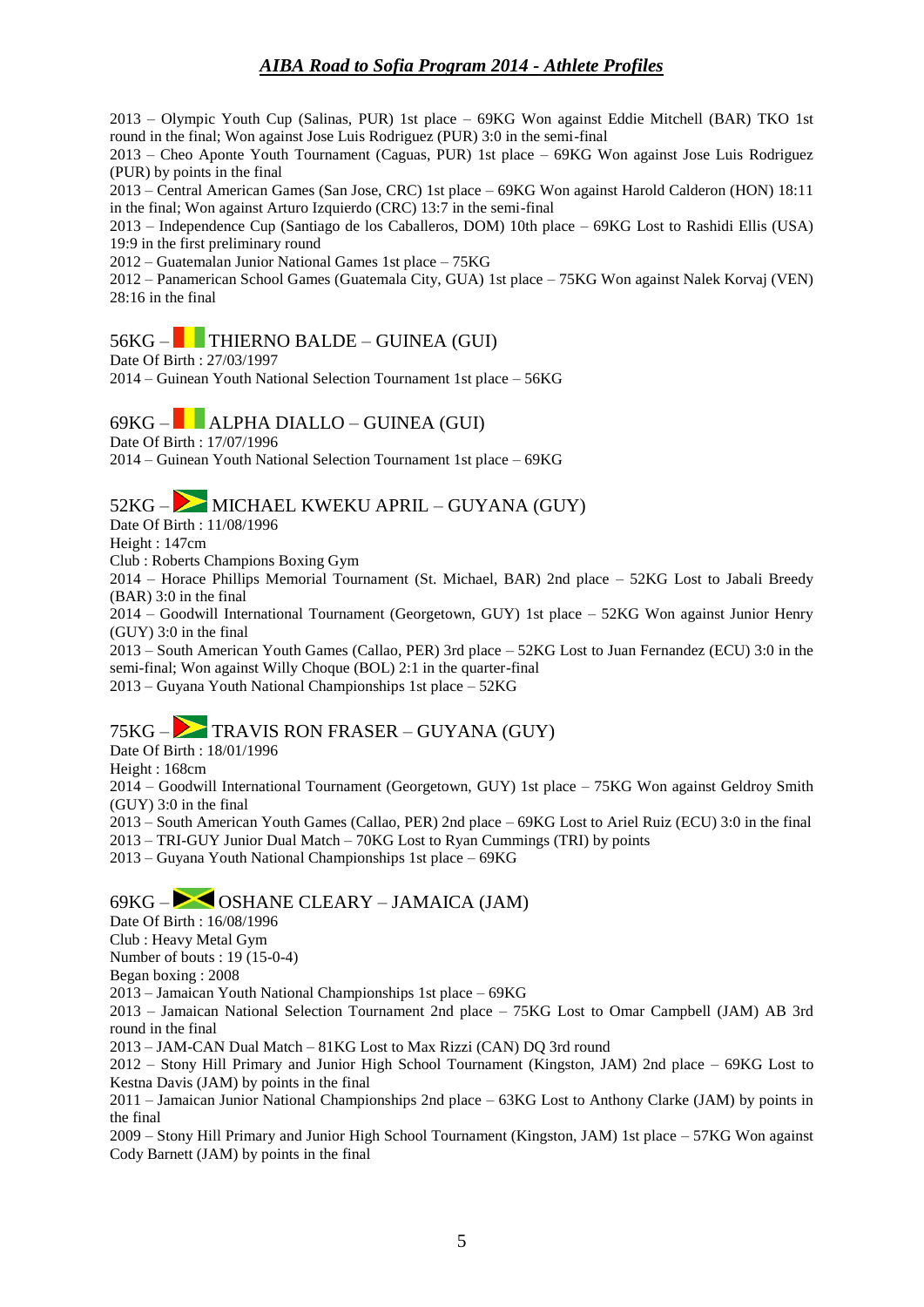2013 – Olympic Youth Cup (Salinas, PUR) 1st place – 69KG Won against Eddie Mitchell (BAR) TKO 1st round in the final; Won against Jose Luis Rodriguez (PUR) 3:0 in the semi-final

2013 – Cheo Aponte Youth Tournament (Caguas, PUR) 1st place – 69KG Won against Jose Luis Rodriguez (PUR) by points in the final

2013 – Central American Games (San Jose, CRC) 1st place – 69KG Won against Harold Calderon (HON) 18:11 in the final; Won against Arturo Izquierdo (CRC) 13:7 in the semi-final

2013 – Independence Cup (Santiago de los Caballeros, DOM) 10th place – 69KG Lost to Rashidi Ellis (USA) 19:9 in the first preliminary round

2012 – Guatemalan Junior National Games 1st place – 75KG

2012 – Panamerican School Games (Guatemala City, GUA) 1st place – 75KG Won against Nalek Korvaj (VEN) 28:16 in the final

## 56KG – THIERNO BALDE – GUINEA (GUI)

Date Of Birth : 27/03/1997

2014 – Guinean Youth National Selection Tournament 1st place – 56KG

## 69KG – ALPHA DIALLO – GUINEA (GUI)

Date Of Birth : 17/07/1996

2014 – Guinean Youth National Selection Tournament 1st place – 69KG

## 52KG – MICHAEL KWEKU APRIL – GUYANA (GUY)

Date Of Birth : 11/08/1996

Height : 147cm

Club : Roberts Champions Boxing Gym

2014 – Horace Phillips Memorial Tournament (St. Michael, BAR) 2nd place – 52KG Lost to Jabali Breedy (BAR) 3:0 in the final

2014 – Goodwill International Tournament (Georgetown, GUY) 1st place – 52KG Won against Junior Henry (GUY) 3:0 in the final

2013 – South American Youth Games (Callao, PER) 3rd place – 52KG Lost to Juan Fernandez (ECU) 3:0 in the semi-final; Won against Willy Choque (BOL) 2:1 in the quarter-final

2013 – Guyana Youth National Championships 1st place – 52KG

## 75KG – TRAVIS RON FRASER – GUYANA (GUY)

Date Of Birth : 18/01/1996

Height : 168cm

2014 – Goodwill International Tournament (Georgetown, GUY) 1st place – 75KG Won against Geldroy Smith (GUY) 3:0 in the final

2013 – South American Youth Games (Callao, PER) 2nd place – 69KG Lost to Ariel Ruiz (ECU) 3:0 in the final

2013 – TRI-GUY Junior Dual Match – 70KG Lost to Ryan Cummings (TRI) by points

2013 – Guyana Youth National Championships 1st place – 69KG

## 69KG – OSHANE CLEARY – JAMAICA (JAM)

Date Of Birth : 16/08/1996

Club : Heavy Metal Gym

Number of bouts : 19 (15-0-4)

Began boxing : 2008

2013 – Jamaican Youth National Championships 1st place – 69KG

2013 – Jamaican National Selection Tournament 2nd place – 75KG Lost to Omar Campbell (JAM) AB 3rd round in the final

2013 – JAM-CAN Dual Match – 81KG Lost to Max Rizzi (CAN) DQ 3rd round

2012 – Stony Hill Primary and Junior High School Tournament (Kingston, JAM) 2nd place – 69KG Lost to Kestna Davis (JAM) by points in the final

2011 – Jamaican Junior National Championships 2nd place – 63KG Lost to Anthony Clarke (JAM) by points in the final

2009 – Stony Hill Primary and Junior High School Tournament (Kingston, JAM) 1st place – 57KG Won against Cody Barnett (JAM) by points in the final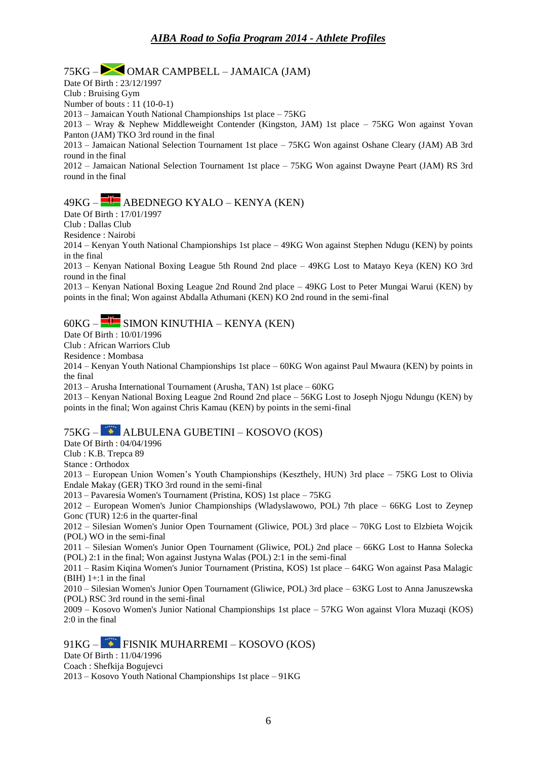## 75KG – OMAR CAMPBELL – JAMAICA (JAM)

Date Of Birth : 23/12/1997
Club : Bruising Gym
Number of bouts : 11 (10-0-1)
2013 – Jamaican Youth National Championships 1st place – 75KG
2013 – Wray & Nephew Middleweight Contender (Kingston, JAM) 1st place – 75KG Won against Yovan Panton (JAM) TKO 3rd round in the final
2013 – Jamaican National Selection Tournament 1st place – 75KG Won against Oshane Cleary (JAM) AB 3rd round in the final
2012 – Jamaican National Selection Tournament 1st place – 75KG Won against Dwayne Peart (JAM) RS 3rd round in the final

## 49KG – ABEDNEGO KYALO – KENYA (KEN)

Date Of Birth : 17/01/1997
Club : Dallas Club
Residence : Nairobi
2014 – Kenyan Youth National Championships 1st place – 49KG Won against Stephen Ndugu (KEN) by points in the final
2013 – Kenyan National Boxing League 5th Round 2nd place – 49KG Lost to Matayo Keya (KEN) KO 3rd round in the final
2013 – Kenyan National Boxing League 2nd Round 2nd place – 49KG Lost to Peter Mungai Warui (KEN) by points in the final; Won against Abdalla Athumani (KEN) KO 2nd round in the semi-final

## 60KG – SIMON KINUTHIA – KENYA (KEN)

Date Of Birth : 10/01/1996
Club : African Warriors Club
Residence : Mombasa
2014 – Kenyan Youth National Championships 1st place – 60KG Won against Paul Mwaura (KEN) by points in the final
2013 – Arusha International Tournament (Arusha, TAN) 1st place – 60KG
2013 – Kenyan National Boxing League 2nd Round 2nd place – 56KG Lost to Joseph Njogu Ndungu (KEN) by points in the final; Won against Chris Kamau (KEN) by points in the semi-final

## 75KG – ALBULENA GUBETINI – KOSOVO (KOS)

Date Of Birth : 04/04/1996
Club : K.B. Trepca 89
Stance : Orthodox
2013 – European Union Women's Youth Championships (Keszthely, HUN) 3rd place – 75KG Lost to Olivia Endale Makay (GER) TKO 3rd round in the semi-final
2013 – Pavaresia Women's Tournament (Pristina, KOS) 1st place – 75KG
2012 – European Women's Junior Championships (Wladyslawowo, POL) 7th place – 66KG Lost to Zeynep Gonc (TUR) 12:6 in the quarter-final
2012 – Silesian Women's Junior Open Tournament (Gliwice, POL) 3rd place – 70KG Lost to Elzbieta Wojcik (POL) WO in the semi-final
2011 – Silesian Women's Junior Open Tournament (Gliwice, POL) 2nd place – 66KG Lost to Hanna Solecka (POL) 2:1 in the final; Won against Justyna Walas (POL) 2:1 in the semi-final
2011 – Rasim Kiqina Women's Junior Tournament (Pristina, KOS) 1st place – 64KG Won against Pasa Malagic (BIH) 1+:1 in the final
2010 – Silesian Women's Junior Open Tournament (Gliwice, POL) 3rd place – 63KG Lost to Anna Januszewska (POL) RSC 3rd round in the semi-final
2009 – Kosovo Women's Junior National Championships 1st place – 57KG Won against Vlora Muzaqi (KOS) 2:0 in the final

## 91KG – FISNIK MUHARREMI – KOSOVO (KOS)

Date Of Birth : 11/04/1996
Coach : Shefkija Bogujevci
2013 – Kosovo Youth National Championships 1st place – 91KG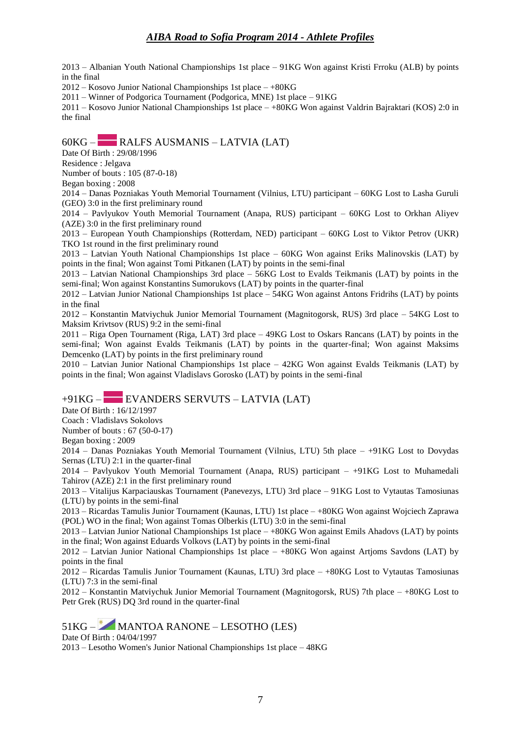2013 – Albanian Youth National Championships 1st place – 91KG Won against Kristi Frroku (ALB) by points in the final

2012 – Kosovo Junior National Championships 1st place – +80KG

2011 – Winner of Podgorica Tournament (Podgorica, MNE) 1st place – 91KG

2011 – Kosovo Junior National Championships 1st place – +80KG Won against Valdrin Bajraktari (KOS) 2:0 in the final

## 60KG – RALFS AUSMANIS – LATVIA (LAT)

Date Of Birth : 29/08/1996

Residence : Jelgava

Number of bouts : 105 (87-0-18)

Began boxing : 2008

2014 – Danas Pozniakas Youth Memorial Tournament (Vilnius, LTU) participant – 60KG Lost to Lasha Guruli (GEO) 3:0 in the first preliminary round

2014 – Pavlyukov Youth Memorial Tournament (Anapa, RUS) participant – 60KG Lost to Orkhan Aliyev (AZE) 3:0 in the first preliminary round

2013 – European Youth Championships (Rotterdam, NED) participant – 60KG Lost to Viktor Petrov (UKR) TKO 1st round in the first preliminary round

2013 – Latvian Youth National Championships 1st place – 60KG Won against Eriks Malinovskis (LAT) by points in the final; Won against Tomi Pitkanen (LAT) by points in the semi-final

2013 – Latvian National Championships 3rd place – 56KG Lost to Evalds Teikmanis (LAT) by points in the semi-final; Won against Konstantins Sumorukovs (LAT) by points in the quarter-final

2012 – Latvian Junior National Championships 1st place – 54KG Won against Antons Fridrihs (LAT) by points in the final

2012 – Konstantin Matviychuk Junior Memorial Tournament (Magnitogorsk, RUS) 3rd place – 54KG Lost to Maksim Krivtsov (RUS) 9:2 in the semi-final

2011 – Riga Open Tournament (Riga, LAT) 3rd place – 49KG Lost to Oskars Rancans (LAT) by points in the semi-final; Won against Evalds Teikmanis (LAT) by points in the quarter-final; Won against Maksims Demcenko (LAT) by points in the first preliminary round

2010 – Latvian Junior National Championships 1st place – 42KG Won against Evalds Teikmanis (LAT) by points in the final; Won against Vladislavs Gorosko (LAT) by points in the semi-final

## +91KG – EVANDERS SERVUTS – LATVIA (LAT)

Date Of Birth : 16/12/1997

Coach : Vladislavs Sokolovs

Number of bouts : 67 (50-0-17)

Began boxing : 2009

2014 – Danas Pozniakas Youth Memorial Tournament (Vilnius, LTU) 5th place – +91KG Lost to Dovydas Sernas (LTU) 2:1 in the quarter-final

2014 – Pavlyukov Youth Memorial Tournament (Anapa, RUS) participant – +91KG Lost to Muhamedali Tahirov (AZE) 2:1 in the first preliminary round

2013 – Vitalijus Karpaciauskas Tournament (Panevezys, LTU) 3rd place – 91KG Lost to Vytautas Tamosiunas (LTU) by points in the semi-final

2013 – Ricardas Tamulis Junior Tournament (Kaunas, LTU) 1st place – +80KG Won against Wojciech Zaprawa (POL) WO in the final; Won against Tomas Olberkis (LTU) 3:0 in the semi-final

2013 – Latvian Junior National Championships 1st place – +80KG Won against Emils Ahadovs (LAT) by points in the final; Won against Eduards Volkovs (LAT) by points in the semi-final

2012 – Latvian Junior National Championships 1st place – +80KG Won against Artjoms Savdons (LAT) by points in the final

2012 – Ricardas Tamulis Junior Tournament (Kaunas, LTU) 3rd place – +80KG Lost to Vytautas Tamosiunas (LTU) 7:3 in the semi-final

2012 – Konstantin Matviychuk Junior Memorial Tournament (Magnitogorsk, RUS) 7th place – +80KG Lost to Petr Grek (RUS) DQ 3rd round in the quarter-final

## 51KG – MANTOA RANONE – LESOTHO (LES)

Date Of Birth : 04/04/1997

2013 – Lesotho Women's Junior National Championships 1st place – 48KG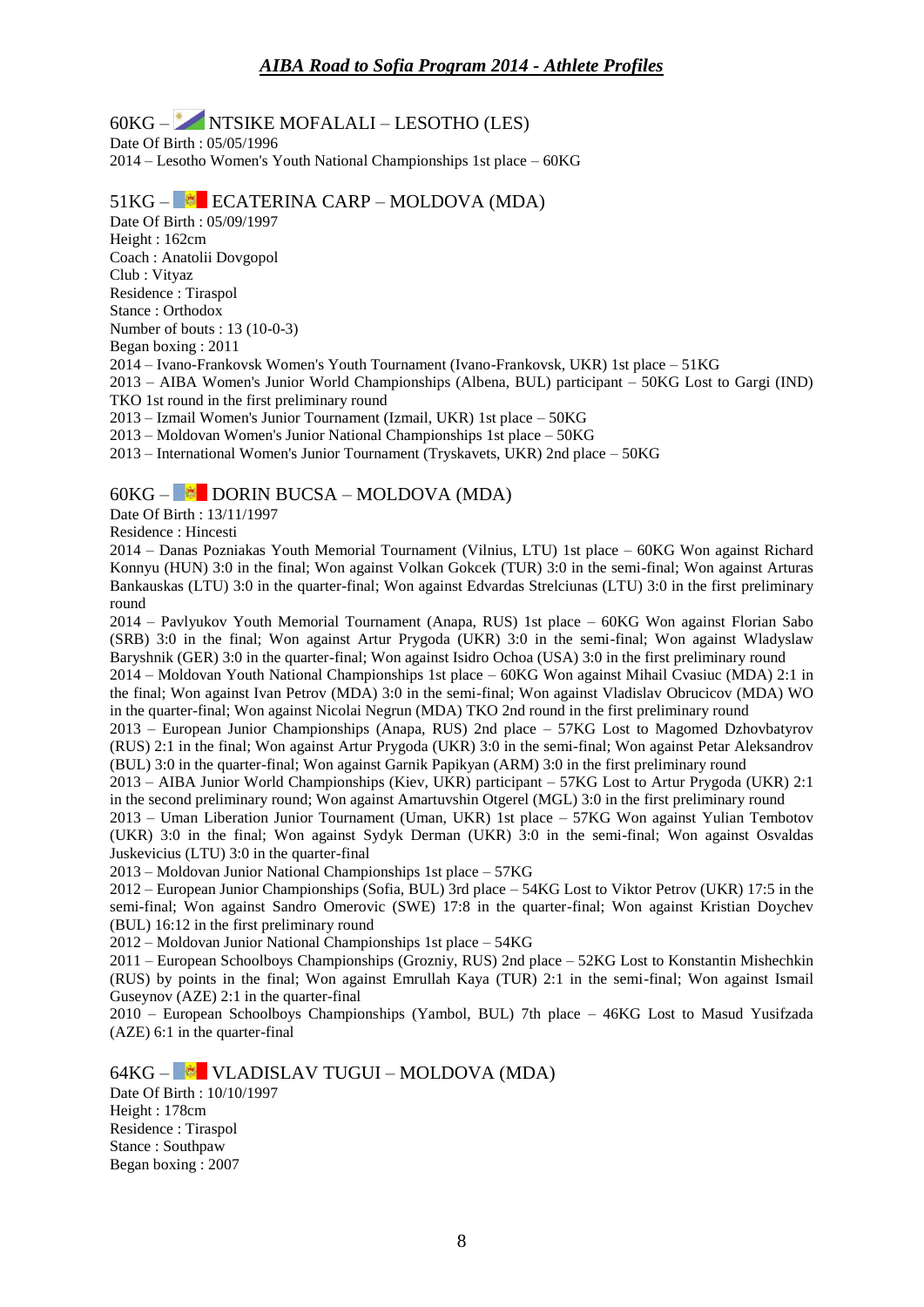## AIBA Road to Sofia Program 2014 - Athlete Profiles

### 60KG – NTSIKE MOFALALI – LESOTHO (LES)

Date Of Birth : 05/05/1996
2014 – Lesotho Women's Youth National Championships 1st place – 60KG

### 51KG – ECATERINA CARP – MOLDOVA (MDA)

Date Of Birth : 05/09/1997
Height : 162cm
Coach : Anatolii Dovgopol
Club : Vityaz
Residence : Tiraspol
Stance : Orthodox
Number of bouts : 13 (10-0-3)
Began boxing : 2011
2014 – Ivano-Frankovsk Women's Youth Tournament (Ivano-Frankovsk, UKR) 1st place – 51KG
2013 – AIBA Women's Junior World Championships (Albena, BUL) participant – 50KG Lost to Gargi (IND) TKO 1st round in the first preliminary round
2013 – Izmail Women's Junior Tournament (Izmail, UKR) 1st place – 50KG
2013 – Moldovan Women's Junior National Championships 1st place – 50KG
2013 – International Women's Junior Tournament (Tryskavets, UKR) 2nd place – 50KG

### 60KG – DORIN BUCSA – MOLDOVA (MDA)

Date Of Birth : 13/11/1997
Residence : Hincesti
2014 – Danas Pozniakas Youth Memorial Tournament (Vilnius, LTU) 1st place – 60KG Won against Richard Konnyu (HUN) 3:0 in the final; Won against Volkan Gokcek (TUR) 3:0 in the semi-final; Won against Arturas Bankauskas (LTU) 3:0 in the quarter-final; Won against Edvardas Strelciunas (LTU) 3:0 in the first preliminary round
2014 – Pavlyukov Youth Memorial Tournament (Anapa, RUS) 1st place – 60KG Won against Florian Sabo (SRB) 3:0 in the final; Won against Artur Prygoda (UKR) 3:0 in the semi-final; Won against Wladyslaw Baryshnik (GER) 3:0 in the quarter-final; Won against Isidro Ochoa (USA) 3:0 in the first preliminary round
2014 – Moldovan Youth National Championships 1st place – 60KG Won against Mihail Cvasiuc (MDA) 2:1 in the final; Won against Ivan Petrov (MDA) 3:0 in the semi-final; Won against Vladislav Obrucicov (MDA) WO in the quarter-final; Won against Nicolai Negrun (MDA) TKO 2nd round in the first preliminary round
2013 – European Junior Championships (Anapa, RUS) 2nd place – 57KG Lost to Magomed Dzhovbatyrov (RUS) 2:1 in the final; Won against Artur Prygoda (UKR) 3:0 in the semi-final; Won against Petar Aleksandrov (BUL) 3:0 in the quarter-final; Won against Garnik Papikyan (ARM) 3:0 in the first preliminary round
2013 – AIBA Junior World Championships (Kiev, UKR) participant – 57KG Lost to Artur Prygoda (UKR) 2:1 in the second preliminary round; Won against Amartuvshin Otgerel (MGL) 3:0 in the first preliminary round
2013 – Uman Liberation Junior Tournament (Uman, UKR) 1st place – 57KG Won against Yulian Tembotov (UKR) 3:0 in the final; Won against Sydyk Derman (UKR) 3:0 in the semi-final; Won against Osvaldas Juskevicius (LTU) 3:0 in the quarter-final
2013 – Moldovan Junior National Championships 1st place – 57KG
2012 – European Junior Championships (Sofia, BUL) 3rd place – 54KG Lost to Viktor Petrov (UKR) 17:5 in the semi-final; Won against Sandro Omerovic (SWE) 17:8 in the quarter-final; Won against Kristian Doychev (BUL) 16:12 in the first preliminary round
2012 – Moldovan Junior National Championships 1st place – 54KG
2011 – European Schoolboys Championships (Grozniy, RUS) 2nd place – 52KG Lost to Konstantin Mishechkin (RUS) by points in the final; Won against Emrullah Kaya (TUR) 2:1 in the semi-final; Won against Ismail Guseynov (AZE) 2:1 in the quarter-final
2010 – European Schoolboys Championships (Yambol, BUL) 7th place – 46KG Lost to Masud Yusifzada (AZE) 6:1 in the quarter-final

### 64KG – VLADISLAV TUGUI – MOLDOVA (MDA)

Date Of Birth : 10/10/1997
Height : 178cm
Residence : Tiraspol
Stance : Southpaw
Began boxing : 2007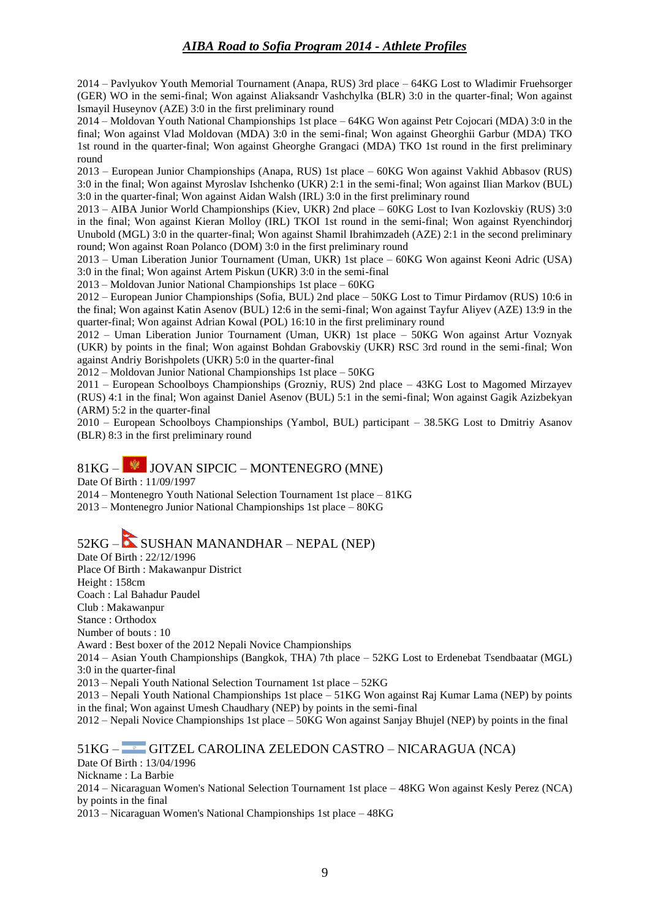2014 – Pavlyukov Youth Memorial Tournament (Anapa, RUS) 3rd place – 64KG Lost to Wladimir Fruehsorger (GER) WO in the semi-final; Won against Aliaksandr Vashchylka (BLR) 3:0 in the quarter-final; Won against Ismayil Huseynov (AZE) 3:0 in the first preliminary round

2014 – Moldovan Youth National Championships 1st place – 64KG Won against Petr Cojocari (MDA) 3:0 in the final; Won against Vlad Moldovan (MDA) 3:0 in the semi-final; Won against Gheorghii Garbur (MDA) TKO 1st round in the quarter-final; Won against Gheorghe Grangaci (MDA) TKO 1st round in the first preliminary round

2013 – European Junior Championships (Anapa, RUS) 1st place – 60KG Won against Vakhid Abbasov (RUS) 3:0 in the final; Won against Myroslav Ishchenko (UKR) 2:1 in the semi-final; Won against Ilian Markov (BUL) 3:0 in the quarter-final; Won against Aidan Walsh (IRL) 3:0 in the first preliminary round

2013 – AIBA Junior World Championships (Kiev, UKR) 2nd place – 60KG Lost to Ivan Kozlovskiy (RUS) 3:0 in the final; Won against Kieran Molloy (IRL) TKOI 1st round in the semi-final; Won against Ryenchindorj Unubold (MGL) 3:0 in the quarter-final; Won against Shamil Ibrahimzadeh (AZE) 2:1 in the second preliminary round; Won against Roan Polanco (DOM) 3:0 in the first preliminary round

2013 – Uman Liberation Junior Tournament (Uman, UKR) 1st place – 60KG Won against Keoni Adric (USA) 3:0 in the final; Won against Artem Piskun (UKR) 3:0 in the semi-final

2013 – Moldovan Junior National Championships 1st place – 60KG

2012 – European Junior Championships (Sofia, BUL) 2nd place – 50KG Lost to Timur Pirdamov (RUS) 10:6 in the final; Won against Katin Asenov (BUL) 12:6 in the semi-final; Won against Tayfur Aliyev (AZE) 13:9 in the quarter-final; Won against Adrian Kowal (POL) 16:10 in the first preliminary round

2012 – Uman Liberation Junior Tournament (Uman, UKR) 1st place – 50KG Won against Artur Voznyak (UKR) by points in the final; Won against Bohdan Grabovskiy (UKR) RSC 3rd round in the semi-final; Won against Andriy Borishpolets (UKR) 5:0 in the quarter-final

2012 – Moldovan Junior National Championships 1st place – 50KG

2011 – European Schoolboys Championships (Grozniy, RUS) 2nd place – 43KG Lost to Magomed Mirzayev (RUS) 4:1 in the final; Won against Daniel Asenov (BUL) 5:1 in the semi-final; Won against Gagik Azizbekyan (ARM) 5:2 in the quarter-final

2010 – European Schoolboys Championships (Yambol, BUL) participant – 38.5KG Lost to Dmitriy Asanov (BLR) 8:3 in the first preliminary round

## 81KG – JOVAN SIPCIC – MONTENEGRO (MNE)

Date Of Birth : 11/09/1997

2014 – Montenegro Youth National Selection Tournament 1st place – 81KG

2013 – Montenegro Junior National Championships 1st place – 80KG

## 52KG – SUSHAN MANANDHAR – NEPAL (NEP)

Date Of Birth : 22/12/1996

Place Of Birth : Makawanpur District

Height : 158cm

Coach : Lal Bahadur Paudel

Club : Makawanpur

Stance : Orthodox

Number of bouts : 10

Award : Best boxer of the 2012 Nepali Novice Championships

2014 – Asian Youth Championships (Bangkok, THA) 7th place – 52KG Lost to Erdenebat Tsendbaatar (MGL) 3:0 in the quarter-final

2013 – Nepali Youth National Selection Tournament 1st place – 52KG

2013 – Nepali Youth National Championships 1st place – 51KG Won against Raj Kumar Lama (NEP) by points in the final; Won against Umesh Chaudhary (NEP) by points in the semi-final

2012 – Nepali Novice Championships 1st place – 50KG Won against Sanjay Bhujel (NEP) by points in the final

## 51KG – GITZEL CAROLINA ZELEDON CASTRO – NICARAGUA (NCA)

Date Of Birth : 13/04/1996

Nickname : La Barbie

2014 – Nicaraguan Women's National Selection Tournament 1st place – 48KG Won against Kesly Perez (NCA) by points in the final

2013 – Nicaraguan Women's National Championships 1st place – 48KG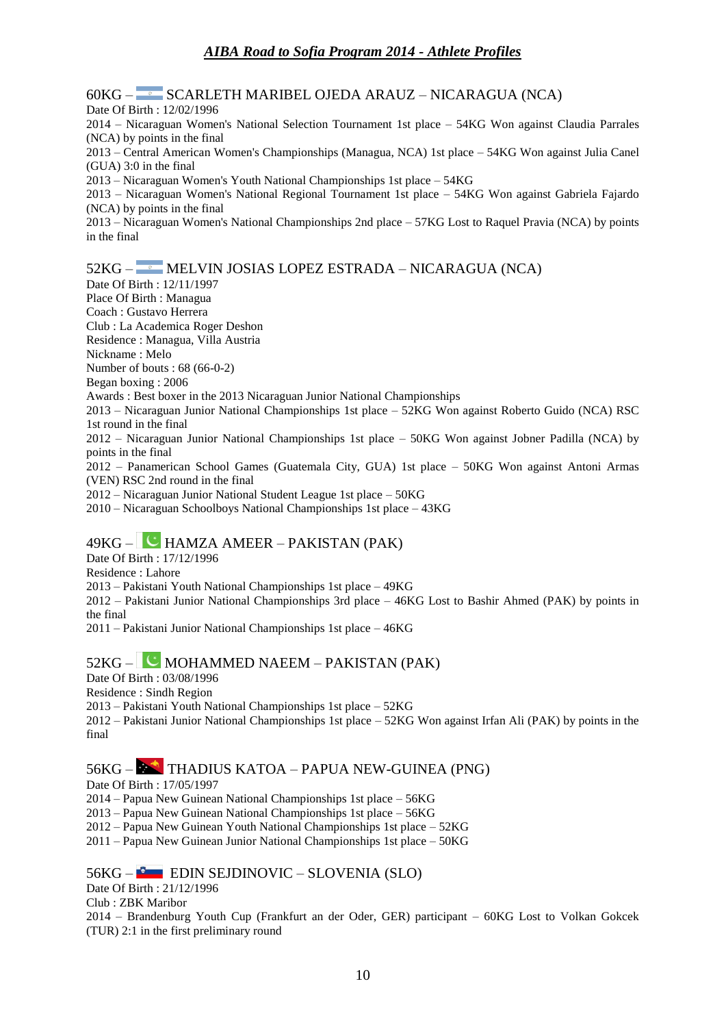## 60KG – SCARLETH MARIBEL OJEDA ARAUZ – NICARAGUA (NCA)

Date Of Birth : 12/02/1996

2014 – Nicaraguan Women's National Selection Tournament 1st place – 54KG Won against Claudia Parrales (NCA) by points in the final

2013 – Central American Women's Championships (Managua, NCA) 1st place – 54KG Won against Julia Canel (GUA) 3:0 in the final

2013 – Nicaraguan Women's Youth National Championships 1st place – 54KG

2013 – Nicaraguan Women's National Regional Tournament 1st place – 54KG Won against Gabriela Fajardo (NCA) by points in the final

2013 – Nicaraguan Women's National Championships 2nd place – 57KG Lost to Raquel Pravia (NCA) by points in the final

## 52KG – MELVIN JOSIAS LOPEZ ESTRADA – NICARAGUA (NCA)

Date Of Birth : 12/11/1997

Place Of Birth : Managua

Coach : Gustavo Herrera

Club : La Academica Roger Deshon

Residence : Managua, Villa Austria

Nickname : Melo

Number of bouts : 68 (66-0-2)

Began boxing : 2006

Awards : Best boxer in the 2013 Nicaraguan Junior National Championships

2013 – Nicaraguan Junior National Championships 1st place – 52KG Won against Roberto Guido (NCA) RSC 1st round in the final

2012 – Nicaraguan Junior National Championships 1st place – 50KG Won against Jobner Padilla (NCA) by points in the final

2012 – Panamerican School Games (Guatemala City, GUA) 1st place – 50KG Won against Antoni Armas (VEN) RSC 2nd round in the final

2012 – Nicaraguan Junior National Student League 1st place – 50KG

2010 – Nicaraguan Schoolboys National Championships 1st place – 43KG

## 49KG – HAMZA AMEER – PAKISTAN (PAK)

Date Of Birth : 17/12/1996

Residence : Lahore

2013 – Pakistani Youth National Championships 1st place – 49KG

2012 – Pakistani Junior National Championships 3rd place – 46KG Lost to Bashir Ahmed (PAK) by points in the final

2011 – Pakistani Junior National Championships 1st place – 46KG

## 52KG – MOHAMMED NAEEM – PAKISTAN (PAK)

Date Of Birth : 03/08/1996

Residence : Sindh Region

2013 – Pakistani Youth National Championships 1st place – 52KG

2012 – Pakistani Junior National Championships 1st place – 52KG Won against Irfan Ali (PAK) by points in the final

## 56KG – THADIUS KATOA – PAPUA NEW-GUINEA (PNG)

Date Of Birth : 17/05/1997

2014 – Papua New Guinean National Championships 1st place – 56KG

2013 – Papua New Guinean National Championships 1st place – 56KG

2012 – Papua New Guinean Youth National Championships 1st place – 52KG

2011 – Papua New Guinean Junior National Championships 1st place – 50KG

## 56KG – EDIN SEJDINOVIC – SLOVENIA (SLO)

Date Of Birth : 21/12/1996

Club : ZBK Maribor

2014 – Brandenburg Youth Cup (Frankfurt an der Oder, GER) participant – 60KG Lost to Volkan Gokcek (TUR) 2:1 in the first preliminary round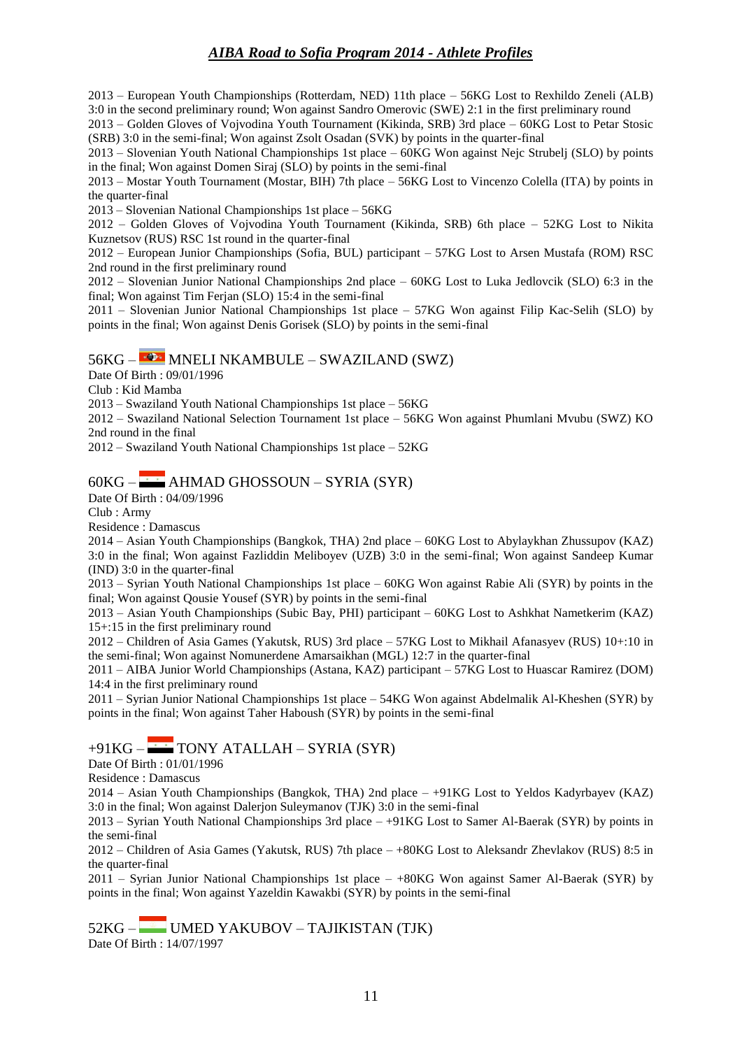2013 – European Youth Championships (Rotterdam, NED) 11th place – 56KG Lost to Rexhildo Zeneli (ALB) 3:0 in the second preliminary round; Won against Sandro Omerovic (SWE) 2:1 in the first preliminary round
2013 – Golden Gloves of Vojvodina Youth Tournament (Kikinda, SRB) 3rd place – 60KG Lost to Petar Stosic (SRB) 3:0 in the semi-final; Won against Zsolt Osadan (SVK) by points in the quarter-final
2013 – Slovenian Youth National Championships 1st place – 60KG Won against Nejc Strubelj (SLO) by points in the final; Won against Domen Siraj (SLO) by points in the semi-final
2013 – Mostar Youth Tournament (Mostar, BIH) 7th place – 56KG Lost to Vincenzo Colella (ITA) by points in the quarter-final
2013 – Slovenian National Championships 1st place – 56KG
2012 – Golden Gloves of Vojvodina Youth Tournament (Kikinda, SRB) 6th place – 52KG Lost to Nikita Kuznetsov (RUS) RSC 1st round in the quarter-final
2012 – European Junior Championships (Sofia, BUL) participant – 57KG Lost to Arsen Mustafa (ROM) RSC 2nd round in the first preliminary round
2012 – Slovenian Junior National Championships 2nd place – 60KG Lost to Luka Jedlovcik (SLO) 6:3 in the final; Won against Tim Ferjan (SLO) 15:4 in the semi-final
2011 – Slovenian Junior National Championships 1st place – 57KG Won against Filip Kac-Selih (SLO) by points in the final; Won against Denis Gorisek (SLO) by points in the semi-final

## 56KG – MNELI NKAMBULE – SWAZILAND (SWZ)

Date Of Birth : 09/01/1996
Club : Kid Mamba
2013 – Swaziland Youth National Championships 1st place – 56KG
2012 – Swaziland National Selection Tournament 1st place – 56KG Won against Phumlani Mvubu (SWZ) KO 2nd round in the final
2012 – Swaziland Youth National Championships 1st place – 52KG

## 60KG – AHMAD GHOSSOUN – SYRIA (SYR)

Date Of Birth : 04/09/1996
Club : Army
Residence : Damascus
2014 – Asian Youth Championships (Bangkok, THA) 2nd place – 60KG Lost to Abylaykhan Zhussupov (KAZ) 3:0 in the final; Won against Fazliddin Meliboyev (UZB) 3:0 in the semi-final; Won against Sandeep Kumar (IND) 3:0 in the quarter-final
2013 – Syrian Youth National Championships 1st place – 60KG Won against Rabie Ali (SYR) by points in the final; Won against Qousie Yousef (SYR) by points in the semi-final
2013 – Asian Youth Championships (Subic Bay, PHI) participant – 60KG Lost to Ashkhat Nametkerim (KAZ) 15+:15 in the first preliminary round
2012 – Children of Asia Games (Yakutsk, RUS) 3rd place – 57KG Lost to Mikhail Afanasyev (RUS) 10+:10 in the semi-final; Won against Nomunerdene Amarsaikhan (MGL) 12:7 in the quarter-final
2011 – AIBA Junior World Championships (Astana, KAZ) participant – 57KG Lost to Huascar Ramirez (DOM) 14:4 in the first preliminary round
2011 – Syrian Junior National Championships 1st place – 54KG Won against Abdelmalik Al-Kheshen (SYR) by points in the final; Won against Taher Haboush (SYR) by points in the semi-final

## +91KG – TONY ATALLAH – SYRIA (SYR)

Date Of Birth : 01/01/1996
Residence : Damascus
2014 – Asian Youth Championships (Bangkok, THA) 2nd place – +91KG Lost to Yeldos Kadyrbayev (KAZ) 3:0 in the final; Won against Dalerjon Suleymanov (TJK) 3:0 in the semi-final
2013 – Syrian Youth National Championships 3rd place – +91KG Lost to Samer Al-Baerak (SYR) by points in the semi-final
2012 – Children of Asia Games (Yakutsk, RUS) 7th place – +80KG Lost to Aleksandr Zhevlakov (RUS) 8:5 in the quarter-final
2011 – Syrian Junior National Championships 1st place – +80KG Won against Samer Al-Baerak (SYR) by points in the final; Won against Yazeldin Kawakbi (SYR) by points in the semi-final

## 52KG – UMED YAKUBOV – TAJIKISTAN (TJK)

Date Of Birth : 14/07/1997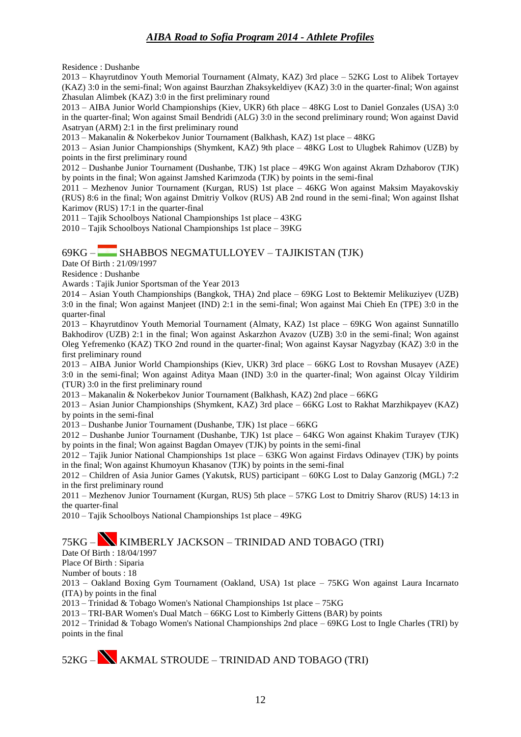Residence : Dushanbe

2013 – Khayrutdinov Youth Memorial Tournament (Almaty, KAZ) 3rd place – 52KG Lost to Alibek Tortayev (KAZ) 3:0 in the semi-final; Won against Baurzhan Zhaksykeldiyev (KAZ) 3:0 in the quarter-final; Won against Zhasulan Alimbek (KAZ) 3:0 in the first preliminary round

2013 – AIBA Junior World Championships (Kiev, UKR) 6th place – 48KG Lost to Daniel Gonzales (USA) 3:0 in the quarter-final; Won against Smail Bendridi (ALG) 3:0 in the second preliminary round; Won against David Asatryan (ARM) 2:1 in the first preliminary round

2013 – Makanalin & Nokerbekov Junior Tournament (Balkhash, KAZ) 1st place – 48KG

2013 – Asian Junior Championships (Shymkent, KAZ) 9th place – 48KG Lost to Ulugbek Rahimov (UZB) by points in the first preliminary round

2012 – Dushanbe Junior Tournament (Dushanbe, TJK) 1st place – 49KG Won against Akram Dzhaborov (TJK) by points in the final; Won against Jamshed Karimzoda (TJK) by points in the semi-final

2011 – Mezhenov Junior Tournament (Kurgan, RUS) 1st place – 46KG Won against Maksim Mayakovskiy (RUS) 8:6 in the final; Won against Dmitriy Volkov (RUS) AB 2nd round in the semi-final; Won against Ilshat Karimov (RUS) 17:1 in the quarter-final

2011 – Tajik Schoolboys National Championships 1st place – 43KG

2010 – Tajik Schoolboys National Championships 1st place – 39KG

## 69KG – SHABBOS NEGMATULLOYEV – TAJIKISTAN (TJK)

Date Of Birth : 21/09/1997

Residence : Dushanbe

Awards : Tajik Junior Sportsman of the Year 2013

2014 – Asian Youth Championships (Bangkok, THA) 2nd place – 69KG Lost to Bektemir Melikuziyev (UZB) 3:0 in the final; Won against Manjeet (IND) 2:1 in the semi-final; Won against Mai Chieh En (TPE) 3:0 in the quarter-final

2013 – Khayrutdinov Youth Memorial Tournament (Almaty, KAZ) 1st place – 69KG Won against Sunnatillo Bakhodirov (UZB) 2:1 in the final; Won against Askarzhon Avazov (UZB) 3:0 in the semi-final; Won against Oleg Yefremenko (KAZ) TKO 2nd round in the quarter-final; Won against Kaysar Nagyzbay (KAZ) 3:0 in the first preliminary round

2013 – AIBA Junior World Championships (Kiev, UKR) 3rd place – 66KG Lost to Rovshan Musayev (AZE) 3:0 in the semi-final; Won against Aditya Maan (IND) 3:0 in the quarter-final; Won against Olcay Yildirim (TUR) 3:0 in the first preliminary round

2013 – Makanalin & Nokerbekov Junior Tournament (Balkhash, KAZ) 2nd place – 66KG

2013 – Asian Junior Championships (Shymkent, KAZ) 3rd place – 66KG Lost to Rakhat Marzhikpayev (KAZ) by points in the semi-final

2013 – Dushanbe Junior Tournament (Dushanbe, TJK) 1st place – 66KG

2012 – Dushanbe Junior Tournament (Dushanbe, TJK) 1st place – 64KG Won against Khakim Turayev (TJK) by points in the final; Won against Bagdan Omayev (TJK) by points in the semi-final

2012 – Tajik Junior National Championships 1st place – 63KG Won against Firdavs Odinayev (TJK) by points in the final; Won against Khumoyun Khasanov (TJK) by points in the semi-final

2012 – Children of Asia Junior Games (Yakutsk, RUS) participant – 60KG Lost to Dalay Ganzorig (MGL) 7:2 in the first preliminary round

2011 – Mezhenov Junior Tournament (Kurgan, RUS) 5th place – 57KG Lost to Dmitriy Sharov (RUS) 14:13 in the quarter-final

2010 – Tajik Schoolboys National Championships 1st place – 49KG

## 75KG – KIMBERLY JACKSON – TRINIDAD AND TOBAGO (TRI)

Date Of Birth : 18/04/1997

Place Of Birth : Siparia

Number of bouts : 18

2013 – Oakland Boxing Gym Tournament (Oakland, USA) 1st place – 75KG Won against Laura Incarnato (ITA) by points in the final

2013 – Trinidad & Tobago Women's National Championships 1st place – 75KG

2013 – TRI-BAR Women's Dual Match – 66KG Lost to Kimberly Gittens (BAR) by points

2012 – Trinidad & Tobago Women's National Championships 2nd place – 69KG Lost to Ingle Charles (TRI) by points in the final

## 52KG – AKMAL STROUDE – TRINIDAD AND TOBAGO (TRI)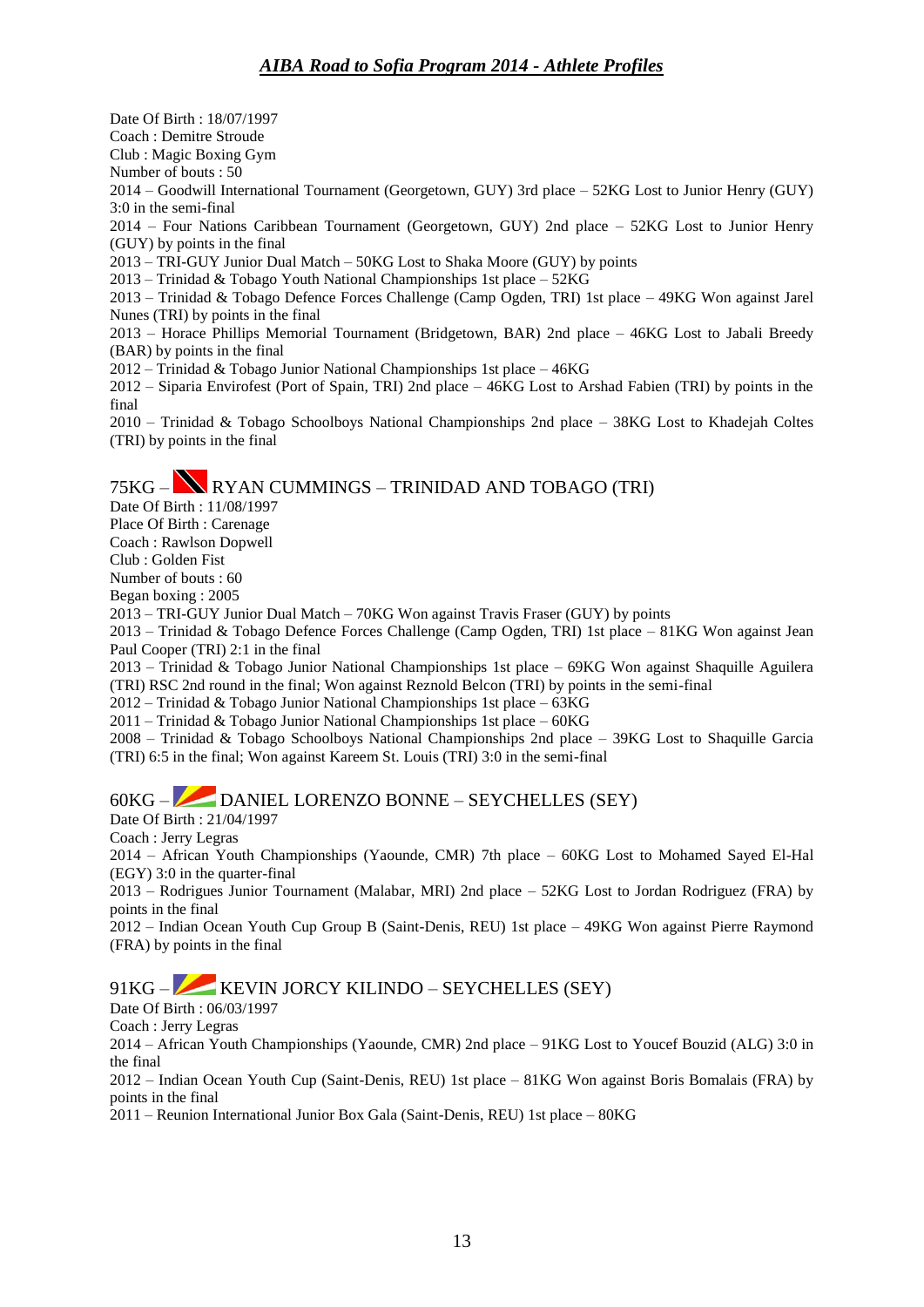Date Of Birth : 18/07/1997
Coach : Demitre Stroude
Club : Magic Boxing Gym
Number of bouts : 50
2014 – Goodwill International Tournament (Georgetown, GUY) 3rd place – 52KG Lost to Junior Henry (GUY) 3:0 in the semi-final
2014 – Four Nations Caribbean Tournament (Georgetown, GUY) 2nd place – 52KG Lost to Junior Henry (GUY) by points in the final
2013 – TRI-GUY Junior Dual Match – 50KG Lost to Shaka Moore (GUY) by points
2013 – Trinidad & Tobago Youth National Championships 1st place – 52KG
2013 – Trinidad & Tobago Defence Forces Challenge (Camp Ogden, TRI) 1st place – 49KG Won against Jarel Nunes (TRI) by points in the final
2013 – Horace Phillips Memorial Tournament (Bridgetown, BAR) 2nd place – 46KG Lost to Jabali Breedy (BAR) by points in the final
2012 – Trinidad & Tobago Junior National Championships 1st place – 46KG
2012 – Siparia Envirofest (Port of Spain, TRI) 2nd place – 46KG Lost to Arshad Fabien (TRI) by points in the final
2010 – Trinidad & Tobago Schoolboys National Championships 2nd place – 38KG Lost to Khadejah Coltes (TRI) by points in the final

## 75KG – RYAN CUMMINGS – TRINIDAD AND TOBAGO (TRI)

Date Of Birth : 11/08/1997
Place Of Birth : Carenage
Coach : Rawlson Dopwell
Club : Golden Fist
Number of bouts : 60
Began boxing : 2005
2013 – TRI-GUY Junior Dual Match – 70KG Won against Travis Fraser (GUY) by points
2013 – Trinidad & Tobago Defence Forces Challenge (Camp Ogden, TRI) 1st place – 81KG Won against Jean Paul Cooper (TRI) 2:1 in the final
2013 – Trinidad & Tobago Junior National Championships 1st place – 69KG Won against Shaquille Aguilera (TRI) RSC 2nd round in the final; Won against Reznold Belcon (TRI) by points in the semi-final
2012 – Trinidad & Tobago Junior National Championships 1st place – 63KG
2011 – Trinidad & Tobago Junior National Championships 1st place – 60KG
2008 – Trinidad & Tobago Schoolboys National Championships 2nd place – 39KG Lost to Shaquille Garcia (TRI) 6:5 in the final; Won against Kareem St. Louis (TRI) 3:0 in the semi-final

## 60KG – DANIEL LORENZO BONNE – SEYCHELLES (SEY)

Date Of Birth : 21/04/1997
Coach : Jerry Legras
2014 – African Youth Championships (Yaounde, CMR) 7th place – 60KG Lost to Mohamed Sayed El-Hal (EGY) 3:0 in the quarter-final
2013 – Rodrigues Junior Tournament (Malabar, MRI) 2nd place – 52KG Lost to Jordan Rodriguez (FRA) by points in the final
2012 – Indian Ocean Youth Cup Group B (Saint-Denis, REU) 1st place – 49KG Won against Pierre Raymond (FRA) by points in the final

## 91KG – KEVIN JORCY KILINDO – SEYCHELLES (SEY)

Date Of Birth : 06/03/1997
Coach : Jerry Legras
2014 – African Youth Championships (Yaounde, CMR) 2nd place – 91KG Lost to Youcef Bouzid (ALG) 3:0 in the final
2012 – Indian Ocean Youth Cup (Saint-Denis, REU) 1st place – 81KG Won against Boris Bomalais (FRA) by points in the final
2011 – Reunion International Junior Box Gala (Saint-Denis, REU) 1st place – 80KG